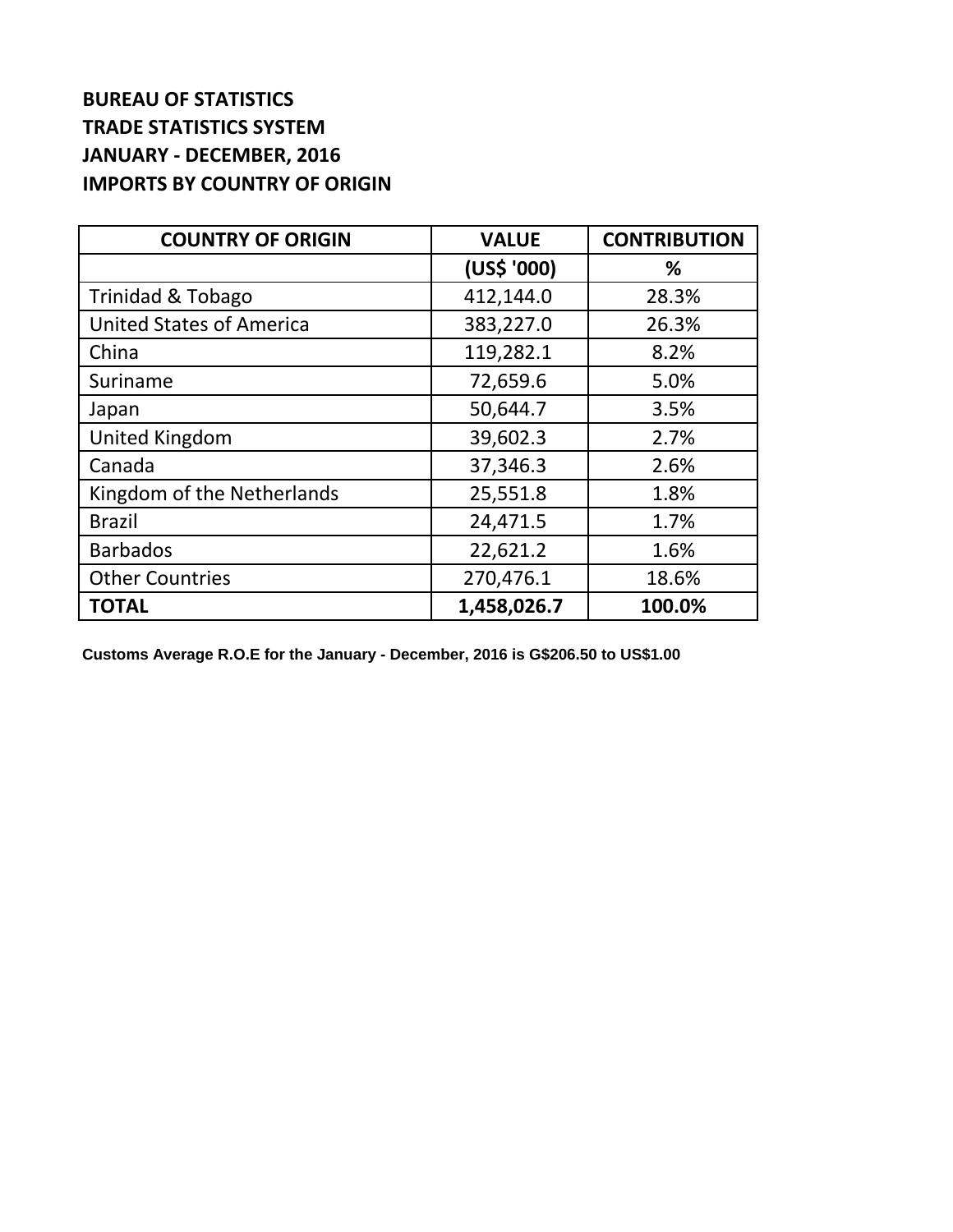**BUREAU OF STATISTICS**
**TRADE STATISTICS SYSTEM**
**JANUARY - DECEMBER, 2016**
**IMPORTS BY COUNTRY OF ORIGIN**

| COUNTRY OF ORIGIN | VALUE | CONTRIBUTION |
|---|---|---|
| | (US$ '000) | % |
| Trinidad & Tobago | 412,144.0 | 28.3% |
| United States of America | 383,227.0 | 26.3% |
| China | 119,282.1 | 8.2% |
| Suriname | 72,659.6 | 5.0% |
| Japan | 50,644.7 | 3.5% |
| United Kingdom | 39,602.3 | 2.7% |
| Canada | 37,346.3 | 2.6% |
| Kingdom of the Netherlands | 25,551.8 | 1.8% |
| Brazil | 24,471.5 | 1.7% |
| Barbados | 22,621.2 | 1.6% |
| Other Countries | 270,476.1 | 18.6% |
| **TOTAL** | **1,458,026.7** | **100.0%** |

**Customs Average R.O.E for the January - December, 2016 is G$206.50 to US$1.00**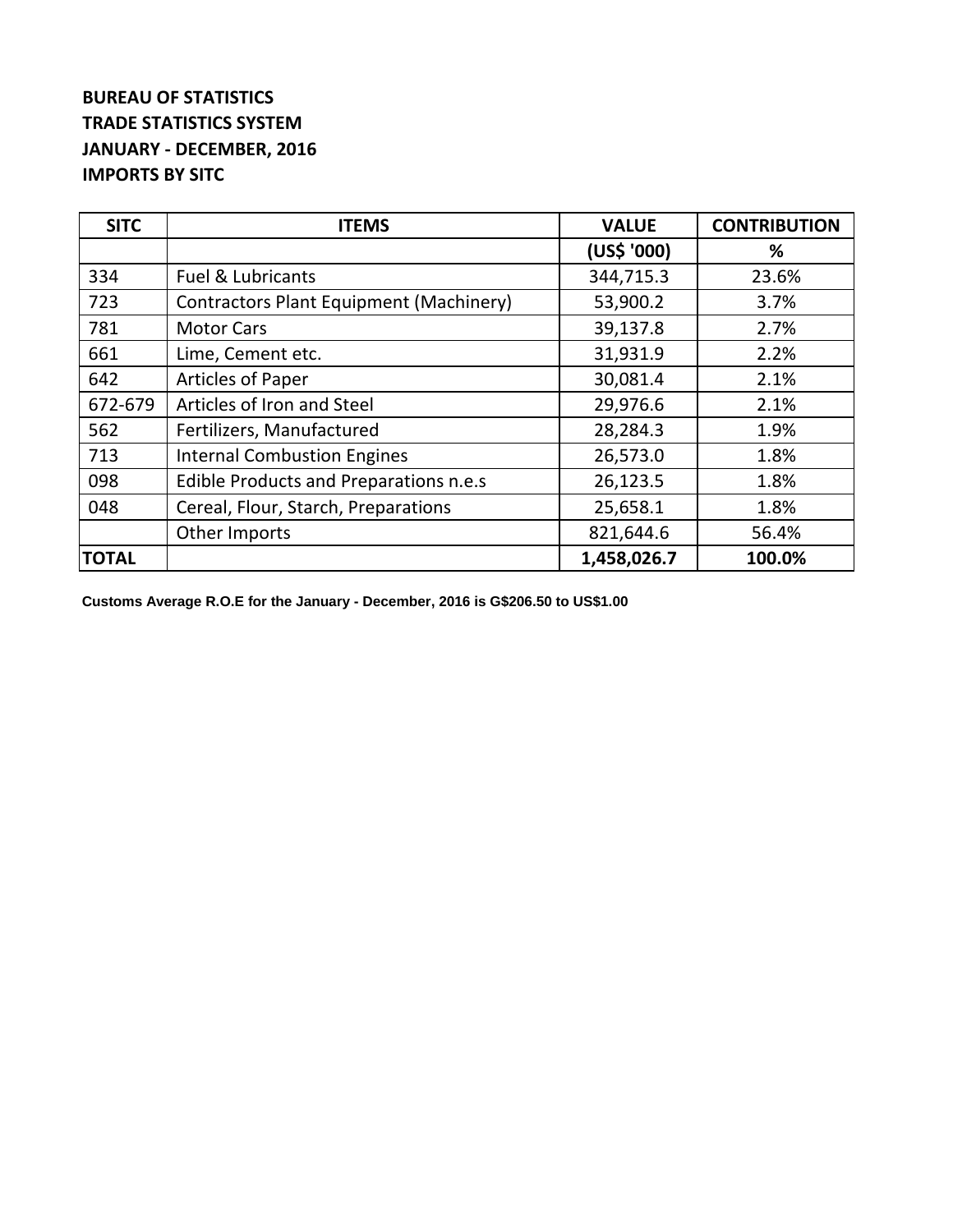**BUREAU OF STATISTICS**
**TRADE STATISTICS SYSTEM**
**JANUARY - DECEMBER, 2016**
**IMPORTS BY SITC**

| SITC | ITEMS | VALUE | CONTRIBUTION |
|---|---|---|---|
| | | (US$ '000) | % |
| 334 | Fuel & Lubricants | 344,715.3 | 23.6% |
| 723 | Contractors Plant Equipment (Machinery) | 53,900.2 | 3.7% |
| 781 | Motor Cars | 39,137.8 | 2.7% |
| 661 | Lime, Cement etc. | 31,931.9 | 2.2% |
| 642 | Articles of Paper | 30,081.4 | 2.1% |
| 672-679 | Articles of Iron and Steel | 29,976.6 | 2.1% |
| 562 | Fertilizers, Manufactured | 28,284.3 | 1.9% |
| 713 | Internal Combustion Engines | 26,573.0 | 1.8% |
| 098 | Edible Products and Preparations n.e.s | 26,123.5 | 1.8% |
| 048 | Cereal, Flour, Starch, Preparations | 25,658.1 | 1.8% |
| | Other Imports | 821,644.6 | 56.4% |
| **TOTAL** | | **1,458,026.7** | **100.0%** |

**Customs Average R.O.E for the January - December, 2016 is G$206.50 to US$1.00**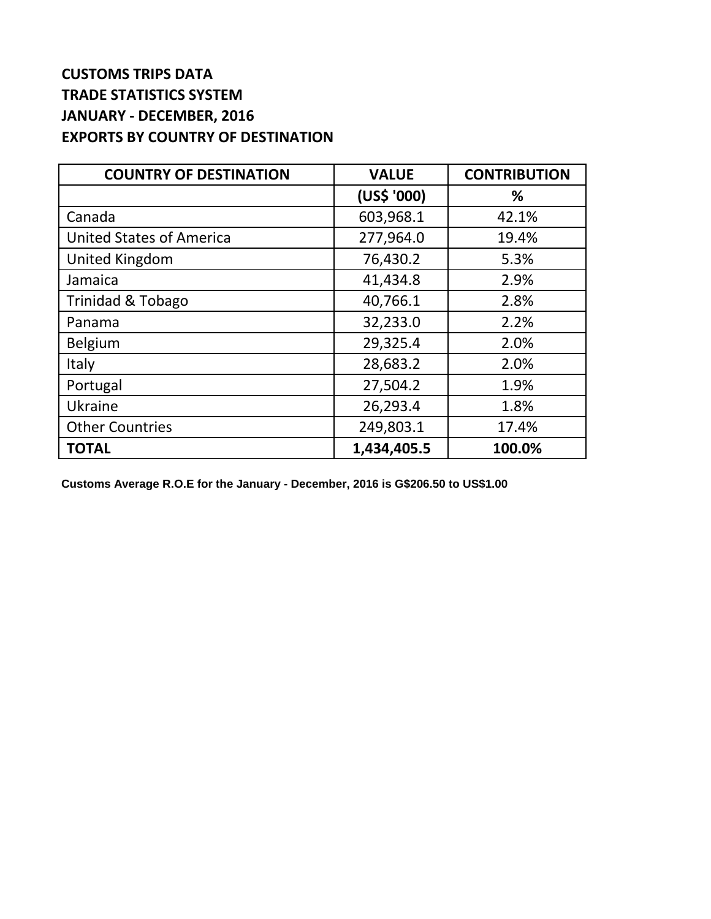**CUSTOMS TRIPS DATA**
**TRADE STATISTICS SYSTEM**
**JANUARY - DECEMBER, 2016**
**EXPORTS BY COUNTRY OF DESTINATION**

| COUNTRY OF DESTINATION | VALUE | CONTRIBUTION |
|---|---|---|
| | (US$ '000) | % |
| Canada | 603,968.1 | 42.1% |
| United States of America | 277,964.0 | 19.4% |
| United Kingdom | 76,430.2 | 5.3% |
| Jamaica | 41,434.8 | 2.9% |
| Trinidad & Tobago | 40,766.1 | 2.8% |
| Panama | 32,233.0 | 2.2% |
| Belgium | 29,325.4 | 2.0% |
| Italy | 28,683.2 | 2.0% |
| Portugal | 27,504.2 | 1.9% |
| Ukraine | 26,293.4 | 1.8% |
| Other Countries | 249,803.1 | 17.4% |
| **TOTAL** | **1,434,405.5** | **100.0%** |

**Customs Average R.O.E for the January - December, 2016 is G$206.50 to US$1.00**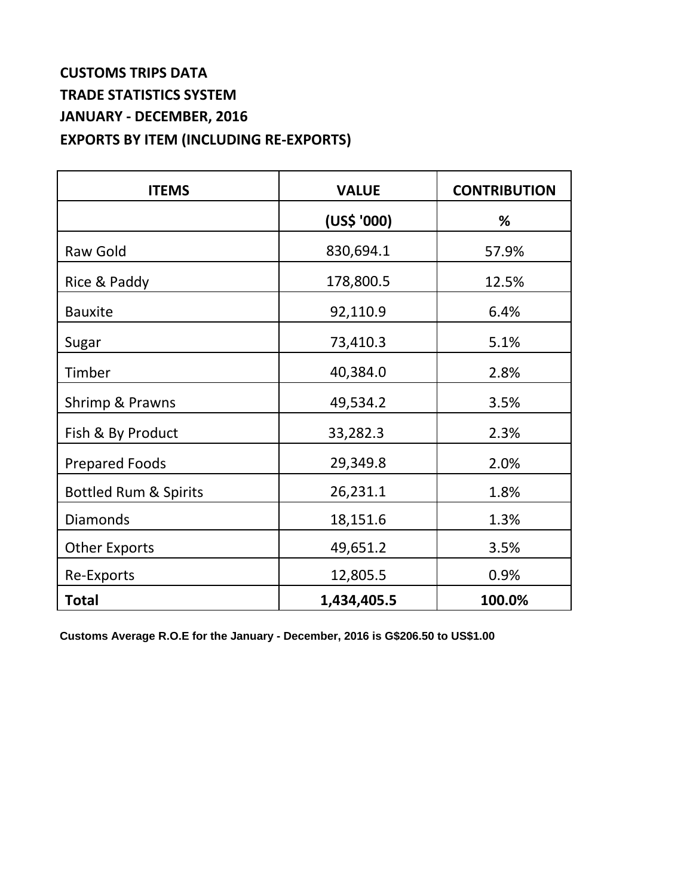**CUSTOMS TRIPS DATA**
**TRADE STATISTICS SYSTEM**
**JANUARY - DECEMBER, 2016**
**EXPORTS BY ITEM (INCLUDING RE-EXPORTS)**

| ITEMS | VALUE | CONTRIBUTION |
|---|---|---|
| | (US$ '000) | % |
| Raw Gold | 830,694.1 | 57.9% |
| Rice & Paddy | 178,800.5 | 12.5% |
| Bauxite | 92,110.9 | 6.4% |
| Sugar | 73,410.3 | 5.1% |
| Timber | 40,384.0 | 2.8% |
| Shrimp & Prawns | 49,534.2 | 3.5% |
| Fish & By Product | 33,282.3 | 2.3% |
| Prepared Foods | 29,349.8 | 2.0% |
| Bottled Rum & Spirits | 26,231.1 | 1.8% |
| Diamonds | 18,151.6 | 1.3% |
| Other Exports | 49,651.2 | 3.5% |
| Re-Exports | 12,805.5 | 0.9% |
| **Total** | **1,434,405.5** | **100.0%** |

**Customs Average R.O.E for the January - December, 2016 is G$206.50 to US$1.00**